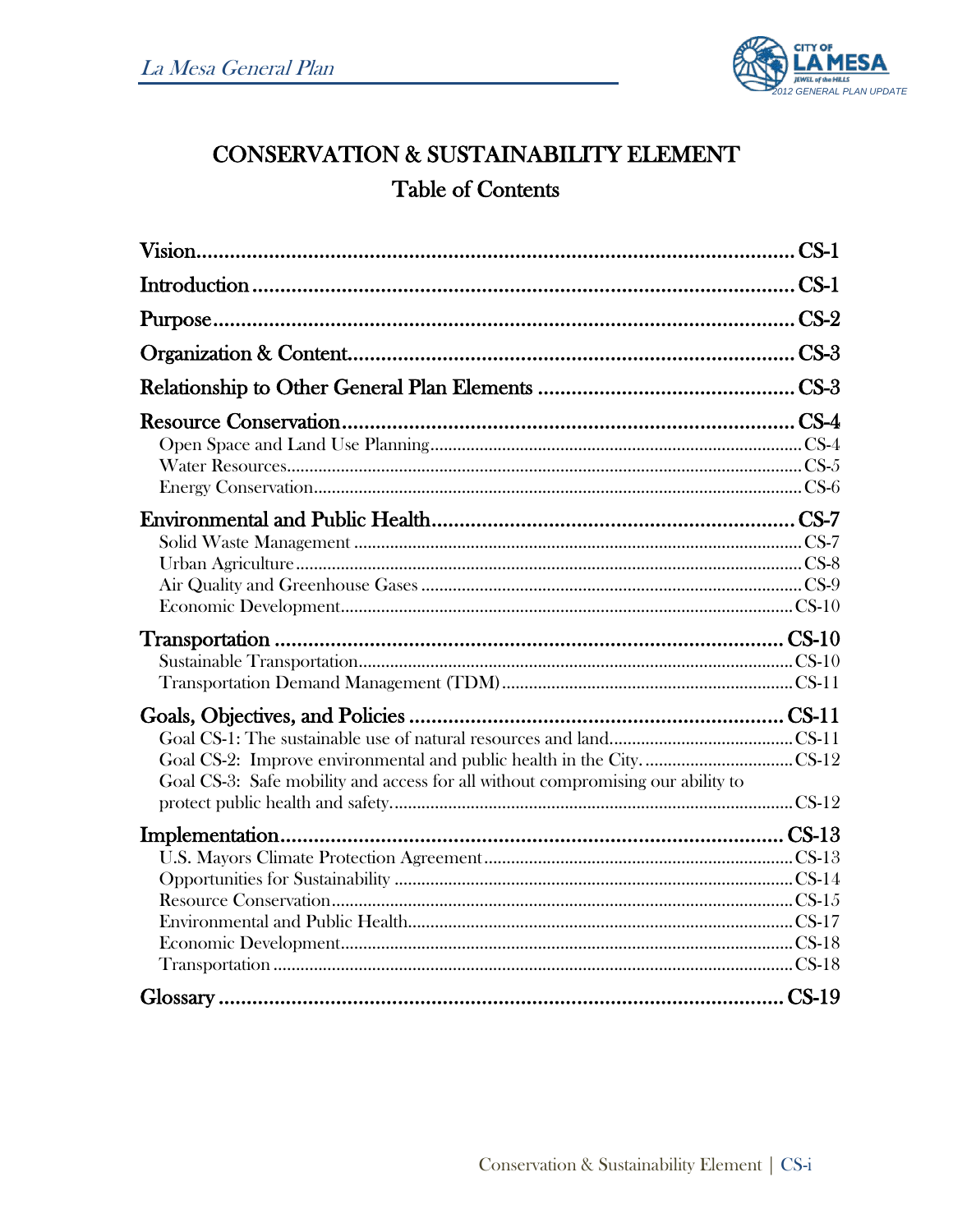# CONSERVATION & SUSTAINABILITY ELEMENT

## Table of Contents

| | |
|---|---|
| **Vision** | **CS-1** |
| **Introduction** | **CS-1** |
| **Purpose** | **CS-2** |
| **Organization & Content** | **CS-3** |
| **Relationship to Other General Plan Elements** | **CS-3** |
| **Resource Conservation** | **CS-4** |
| Open Space and Land Use Planning | CS-4 |
| Water Resources | CS-5 |
| Energy Conservation | CS-6 |
| **Environmental and Public Health** | **CS-7** |
| Solid Waste Management | CS-7 |
| Urban Agriculture | CS-8 |
| Air Quality and Greenhouse Gases | CS-9 |
| Economic Development | CS-10 |
| **Transportation** | **CS-10** |
| Sustainable Transportation | CS-10 |
| Transportation Demand Management (TDM) | CS-11 |
| **Goals, Objectives, and Policies** | **CS-11** |
| Goal CS-1: The sustainable use of natural resources and land | CS-11 |
| Goal CS-2: Improve environmental and public health in the City. | CS-12 |
| Goal CS-3: Safe mobility and access for all without compromising our ability to protect public health and safety. | CS-12 |
| **Implementation** | **CS-13** |
| U.S. Mayors Climate Protection Agreement | CS-13 |
| Opportunities for Sustainability | CS-14 |
| Resource Conservation | CS-15 |
| Environmental and Public Health | CS-17 |
| Economic Development | CS-18 |
| Transportation | CS-18 |
| **Glossary** | **CS-19** |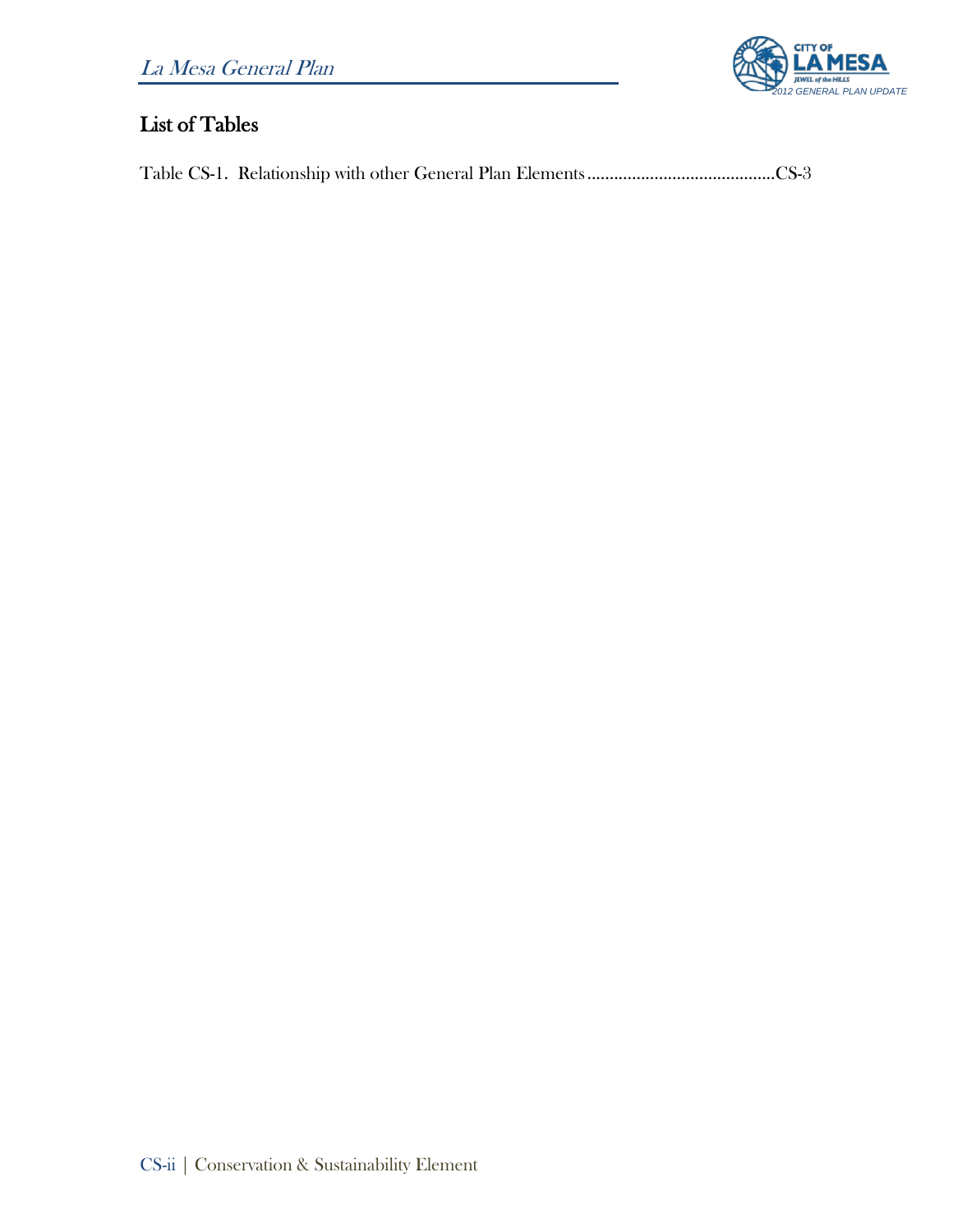## List of Tables

Table CS-1. Relationship with other General Plan Elements ..........................................CS-3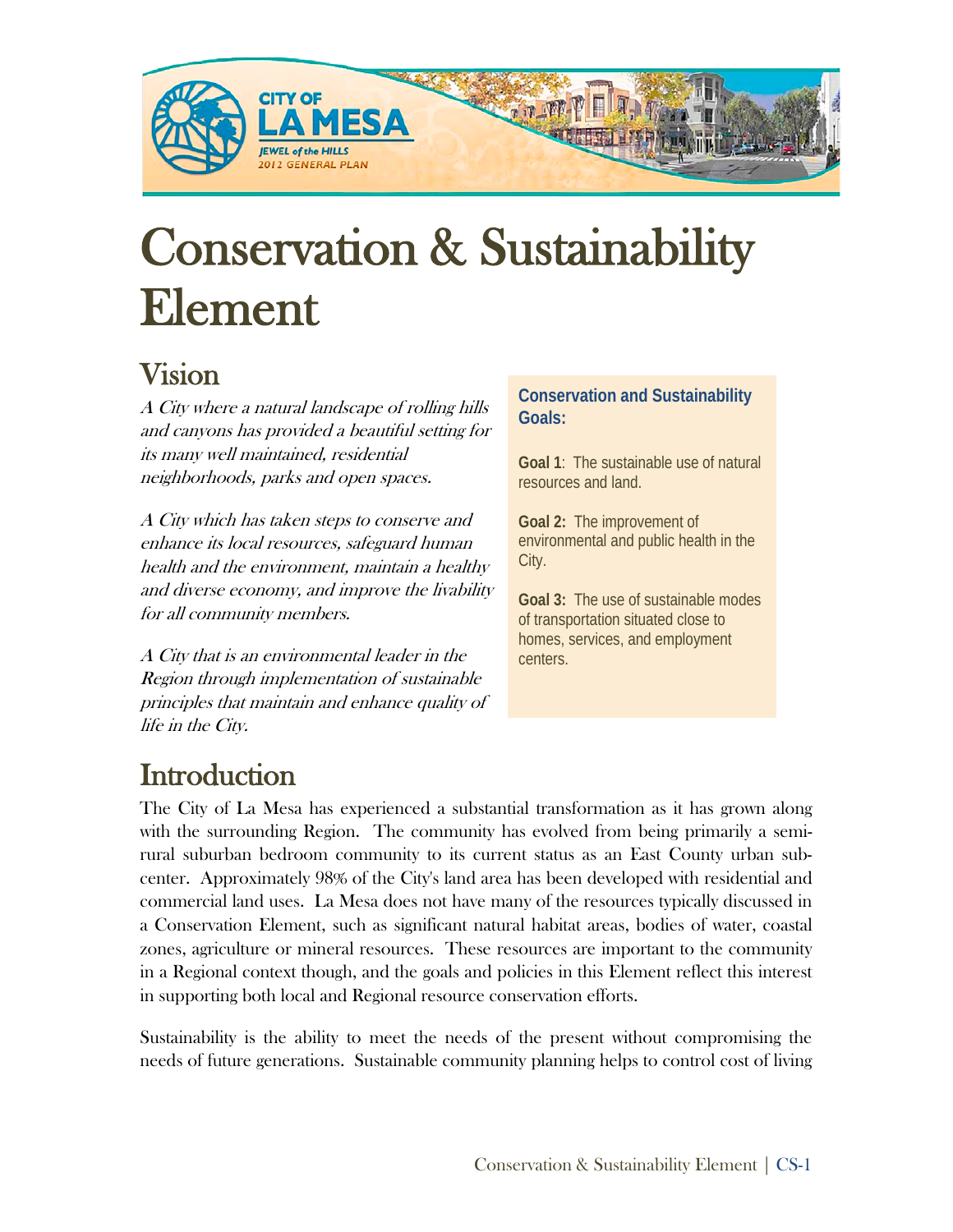# Conservation & Sustainability Element

## Vision

*A City where a natural landscape of rolling hills and canyons has provided a beautiful setting for its many well maintained, residential neighborhoods, parks and open spaces.*

*A City which has taken steps to conserve and enhance its local resources, safeguard human health and the environment, maintain a healthy and diverse economy, and improve the livability for all community members.*

*A City that is an environmental leader in the Region through implementation of sustainable principles that maintain and enhance quality of life in the City.*

**Conservation and Sustainability Goals:**

**Goal 1**: The sustainable use of natural resources and land.

**Goal 2:** The improvement of environmental and public health in the City.

**Goal 3:** The use of sustainable modes of transportation situated close to homes, services, and employment centers.

## Introduction

The City of La Mesa has experienced a substantial transformation as it has grown along with the surrounding Region. The community has evolved from being primarily a semi-rural suburban bedroom community to its current status as an East County urban sub-center. Approximately 98% of the City's land area has been developed with residential and commercial land uses. La Mesa does not have many of the resources typically discussed in a Conservation Element, such as significant natural habitat areas, bodies of water, coastal zones, agriculture or mineral resources. These resources are important to the community in a Regional context though, and the goals and policies in this Element reflect this interest in supporting both local and Regional resource conservation efforts.

Sustainability is the ability to meet the needs of the present without compromising the needs of future generations. Sustainable community planning helps to control cost of living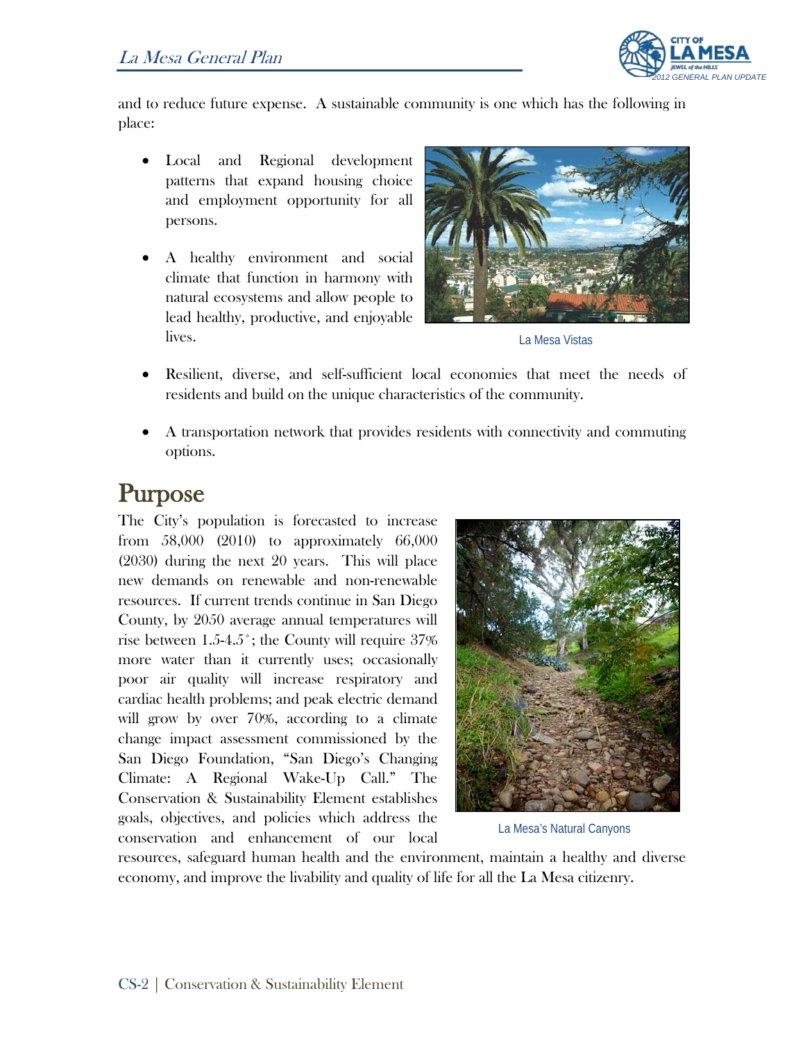and to reduce future expense. A sustainable community is one which has the following in place:

- Local and Regional development patterns that expand housing choice and employment opportunity for all persons.
- A healthy environment and social climate that function in harmony with natural ecosystems and allow people to lead healthy, productive, and enjoyable lives.

La Mesa Vistas

- Resilient, diverse, and self-sufficient local economies that meet the needs of residents and build on the unique characteristics of the community.
- A transportation network that provides residents with connectivity and commuting options.

# Purpose

The City's population is forecasted to increase from 58,000 (2010) to approximately 66,000 (2030) during the next 20 years. This will place new demands on renewable and non-renewable resources. If current trends continue in San Diego County, by 2050 average annual temperatures will rise between 1.5-4.5˚; the County will require 37% more water than it currently uses; occasionally poor air quality will increase respiratory and cardiac health problems; and peak electric demand will grow by over 70%, according to a climate change impact assessment commissioned by the San Diego Foundation, "San Diego's Changing Climate: A Regional Wake-Up Call." The Conservation & Sustainability Element establishes goals, objectives, and policies which address the conservation and enhancement of our local resources, safeguard human health and the environment, maintain a healthy and diverse economy, and improve the livability and quality of life for all the La Mesa citizenry.

La Mesa's Natural Canyons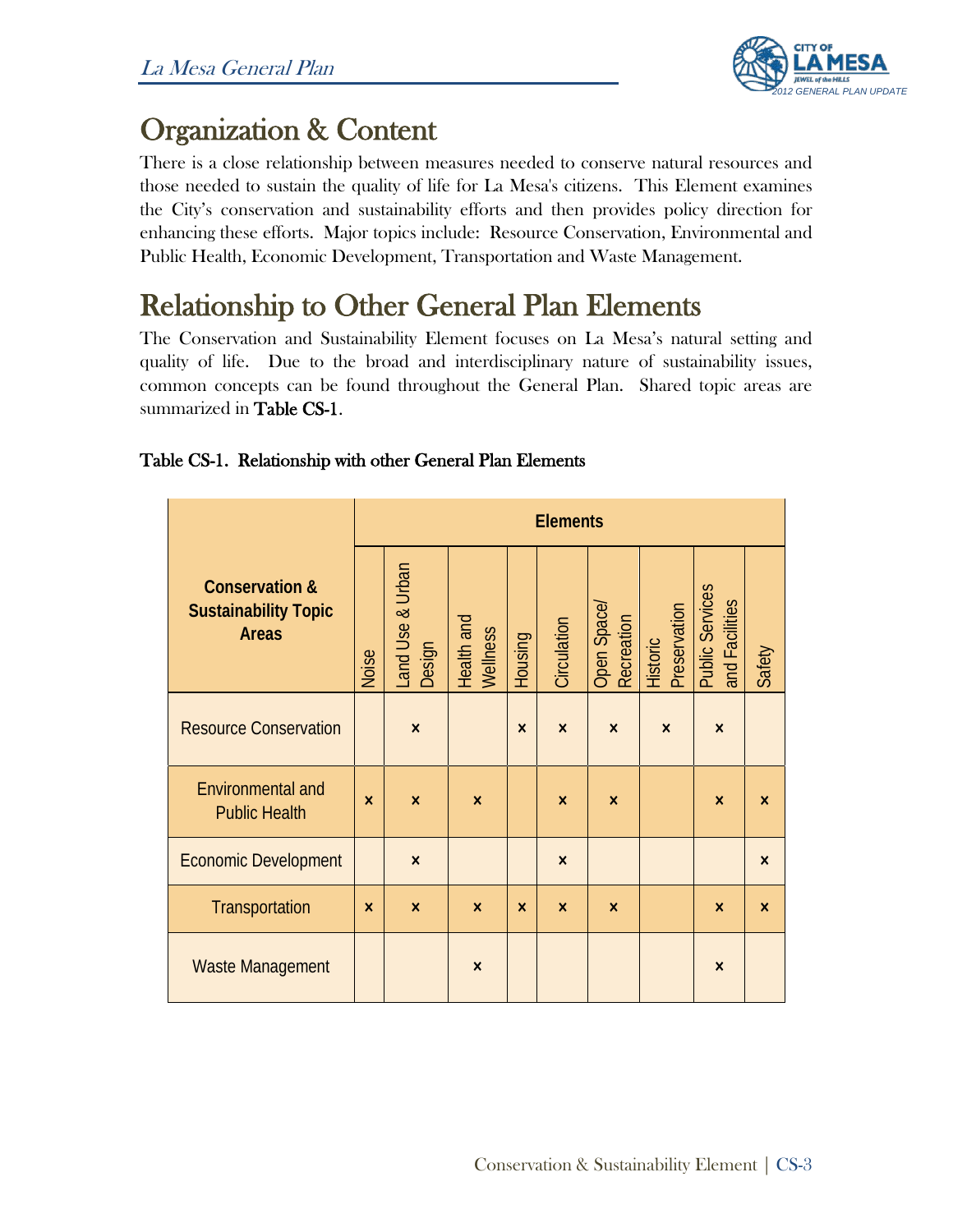## Organization & Content

There is a close relationship between measures needed to conserve natural resources and those needed to sustain the quality of life for La Mesa's citizens. This Element examines the City's conservation and sustainability efforts and then provides policy direction for enhancing these efforts. Major topics include: Resource Conservation, Environmental and Public Health, Economic Development, Transportation and Waste Management.

## Relationship to Other General Plan Elements

The Conservation and Sustainability Element focuses on La Mesa's natural setting and quality of life. Due to the broad and interdisciplinary nature of sustainability issues, common concepts can be found throughout the General Plan. Shared topic areas are summarized in **Table CS-1**.

**Table CS-1. Relationship with other General Plan Elements**

| Conservation & Sustainability Topic Areas | Elements | | | | | | | | |
|---|---|---|---|---|---|---|---|---|---|
| | Noise | Land Use & Urban Design | Health and Wellness | Housing | Circulation | Open Space/ Recreation | Historic Preservation | Public Services and Facilities | Safety |
| Resource Conservation | | × | | × | × | × | × | × | |
| Environmental and Public Health | × | × | × | | × | × | | × | × |
| Economic Development | | × | | | × | | | | × |
| Transportation | × | × | × | × | × | × | | × | × |
| Waste Management | | | × | | | | | × | |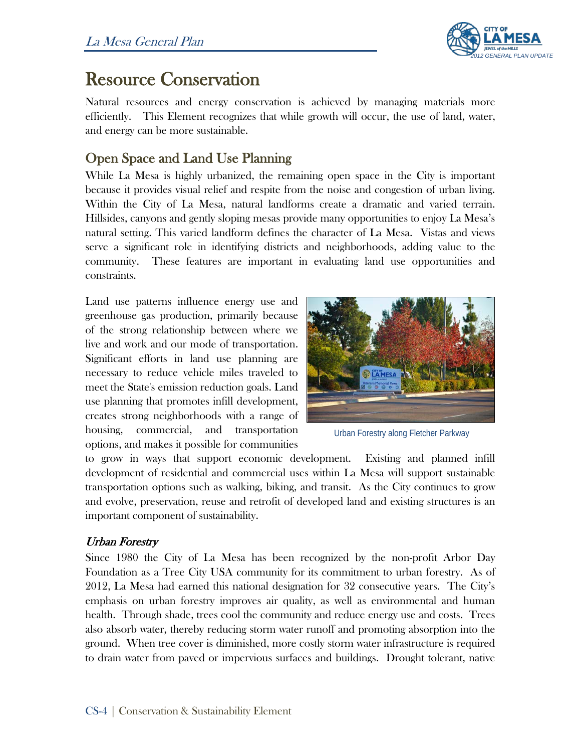# Resource Conservation

Natural resources and energy conservation is achieved by managing materials more efficiently. This Element recognizes that while growth will occur, the use of land, water, and energy can be more sustainable.

## Open Space and Land Use Planning

While La Mesa is highly urbanized, the remaining open space in the City is important because it provides visual relief and respite from the noise and congestion of urban living. Within the City of La Mesa, natural landforms create a dramatic and varied terrain. Hillsides, canyons and gently sloping mesas provide many opportunities to enjoy La Mesa's natural setting. This varied landform defines the character of La Mesa. Vistas and views serve a significant role in identifying districts and neighborhoods, adding value to the community. These features are important in evaluating land use opportunities and constraints.

Land use patterns influence energy use and greenhouse gas production, primarily because of the strong relationship between where we live and work and our mode of transportation. Significant efforts in land use planning are necessary to reduce vehicle miles traveled to meet the State's emission reduction goals. Land use planning that promotes infill development, creates strong neighborhoods with a range of housing, commercial, and transportation options, and makes it possible for communities to grow in ways that support economic development. Existing and planned infill development of residential and commercial uses within La Mesa will support sustainable transportation options such as walking, biking, and transit. As the City continues to grow and evolve, preservation, reuse and retrofit of developed land and existing structures is an important component of sustainability.

Urban Forestry along Fletcher Parkway

### *Urban Forestry*

Since 1980 the City of La Mesa has been recognized by the non-profit Arbor Day Foundation as a Tree City USA community for its commitment to urban forestry. As of 2012, La Mesa had earned this national designation for 32 consecutive years. The City's emphasis on urban forestry improves air quality, as well as environmental and human health. Through shade, trees cool the community and reduce energy use and costs. Trees also absorb water, thereby reducing storm water runoff and promoting absorption into the ground. When tree cover is diminished, more costly storm water infrastructure is required to drain water from paved or impervious surfaces and buildings. Drought tolerant, native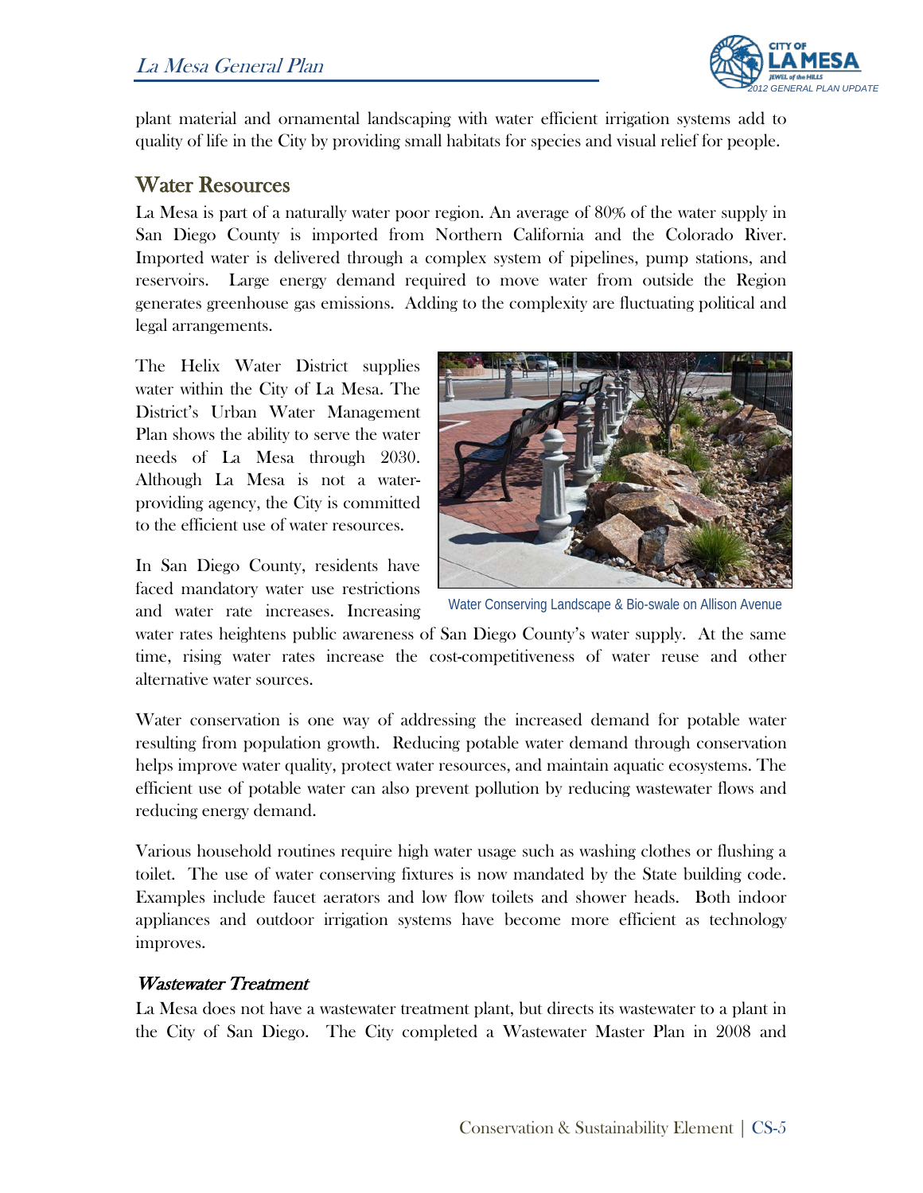plant material and ornamental landscaping with water efficient irrigation systems add to quality of life in the City by providing small habitats for species and visual relief for people.

## Water Resources

La Mesa is part of a naturally water poor region. An average of 80% of the water supply in San Diego County is imported from Northern California and the Colorado River. Imported water is delivered through a complex system of pipelines, pump stations, and reservoirs. Large energy demand required to move water from outside the Region generates greenhouse gas emissions. Adding to the complexity are fluctuating political and legal arrangements.

The Helix Water District supplies water within the City of La Mesa. The District's Urban Water Management Plan shows the ability to serve the water needs of La Mesa through 2030. Although La Mesa is not a water-providing agency, the City is committed to the efficient use of water resources.

Water Conserving Landscape & Bio-swale on Allison Avenue

In San Diego County, residents have faced mandatory water use restrictions and water rate increases. Increasing water rates heightens public awareness of San Diego County's water supply. At the same time, rising water rates increase the cost-competitiveness of water reuse and other alternative water sources.

Water conservation is one way of addressing the increased demand for potable water resulting from population growth. Reducing potable water demand through conservation helps improve water quality, protect water resources, and maintain aquatic ecosystems. The efficient use of potable water can also prevent pollution by reducing wastewater flows and reducing energy demand.

Various household routines require high water usage such as washing clothes or flushing a toilet. The use of water conserving fixtures is now mandated by the State building code. Examples include faucet aerators and low flow toilets and shower heads. Both indoor appliances and outdoor irrigation systems have become more efficient as technology improves.

### *Wastewater Treatment*

La Mesa does not have a wastewater treatment plant, but directs its wastewater to a plant in the City of San Diego. The City completed a Wastewater Master Plan in 2008 and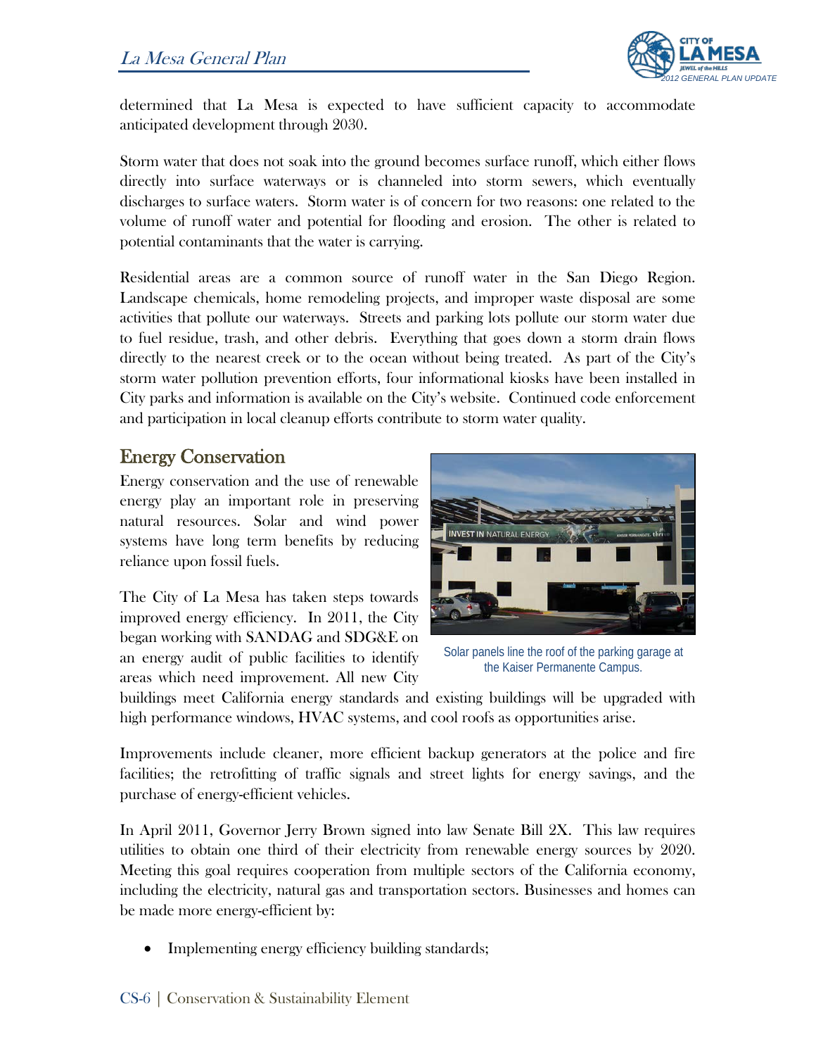determined that La Mesa is expected to have sufficient capacity to accommodate anticipated development through 2030.

Storm water that does not soak into the ground becomes surface runoff, which either flows directly into surface waterways or is channeled into storm sewers, which eventually discharges to surface waters. Storm water is of concern for two reasons: one related to the volume of runoff water and potential for flooding and erosion. The other is related to potential contaminants that the water is carrying.

Residential areas are a common source of runoff water in the San Diego Region. Landscape chemicals, home remodeling projects, and improper waste disposal are some activities that pollute our waterways. Streets and parking lots pollute our storm water due to fuel residue, trash, and other debris. Everything that goes down a storm drain flows directly to the nearest creek or to the ocean without being treated. As part of the City's storm water pollution prevention efforts, four informational kiosks have been installed in City parks and information is available on the City's website. Continued code enforcement and participation in local cleanup efforts contribute to storm water quality.

## Energy Conservation

Energy conservation and the use of renewable energy play an important role in preserving natural resources. Solar and wind power systems have long term benefits by reducing reliance upon fossil fuels.

Solar panels line the roof of the parking garage at the Kaiser Permanente Campus.

The City of La Mesa has taken steps towards improved energy efficiency. In 2011, the City began working with SANDAG and SDG&E on an energy audit of public facilities to identify areas which need improvement. All new City buildings meet California energy standards and existing buildings will be upgraded with high performance windows, HVAC systems, and cool roofs as opportunities arise.

Improvements include cleaner, more efficient backup generators at the police and fire facilities; the retrofitting of traffic signals and street lights for energy savings, and the purchase of energy-efficient vehicles.

In April 2011, Governor Jerry Brown signed into law Senate Bill 2X. This law requires utilities to obtain one third of their electricity from renewable energy sources by 2020. Meeting this goal requires cooperation from multiple sectors of the California economy, including the electricity, natural gas and transportation sectors. Businesses and homes can be made more energy-efficient by:

- Implementing energy efficiency building standards;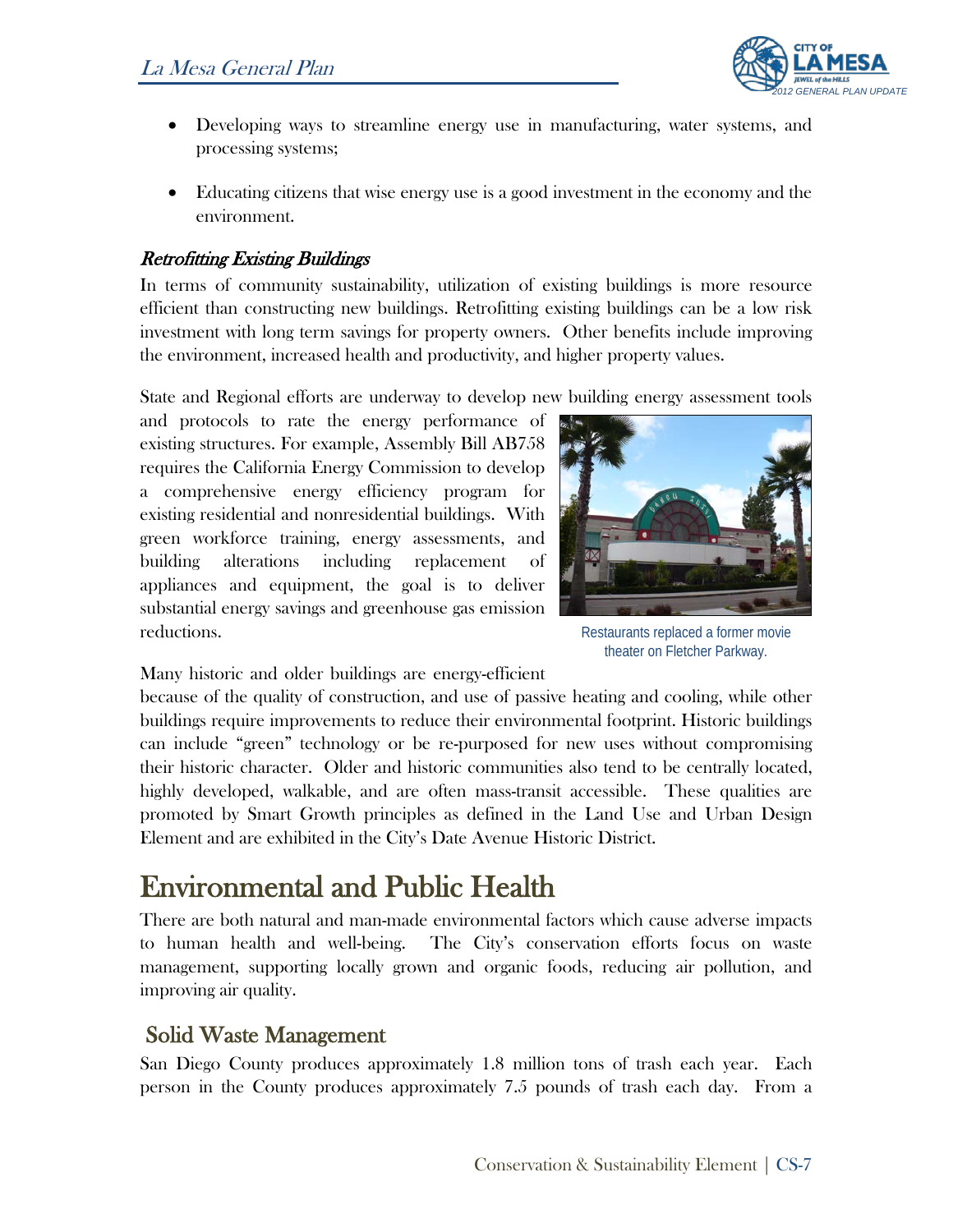- Developing ways to streamline energy use in manufacturing, water systems, and processing systems;
- Educating citizens that wise energy use is a good investment in the economy and the environment.

### *Retrofitting Existing Buildings*

In terms of community sustainability, utilization of existing buildings is more resource efficient than constructing new buildings. Retrofitting existing buildings can be a low risk investment with long term savings for property owners. Other benefits include improving the environment, increased health and productivity, and higher property values.

State and Regional efforts are underway to develop new building energy assessment tools and protocols to rate the energy performance of existing structures. For example, Assembly Bill AB758 requires the California Energy Commission to develop a comprehensive energy efficiency program for existing residential and nonresidential buildings. With green workforce training, energy assessments, and building alterations including replacement of appliances and equipment, the goal is to deliver substantial energy savings and greenhouse gas emission reductions.

Restaurants replaced a former movie theater on Fletcher Parkway.

Many historic and older buildings are energy-efficient because of the quality of construction, and use of passive heating and cooling, while other buildings require improvements to reduce their environmental footprint. Historic buildings can include "green" technology or be re-purposed for new uses without compromising their historic character. Older and historic communities also tend to be centrally located, highly developed, walkable, and are often mass-transit accessible. These qualities are promoted by Smart Growth principles as defined in the Land Use and Urban Design Element and are exhibited in the City's Date Avenue Historic District.

# Environmental and Public Health

There are both natural and man-made environmental factors which cause adverse impacts to human health and well-being. The City's conservation efforts focus on waste management, supporting locally grown and organic foods, reducing air pollution, and improving air quality.

## Solid Waste Management

San Diego County produces approximately 1.8 million tons of trash each year. Each person in the County produces approximately 7.5 pounds of trash each day. From a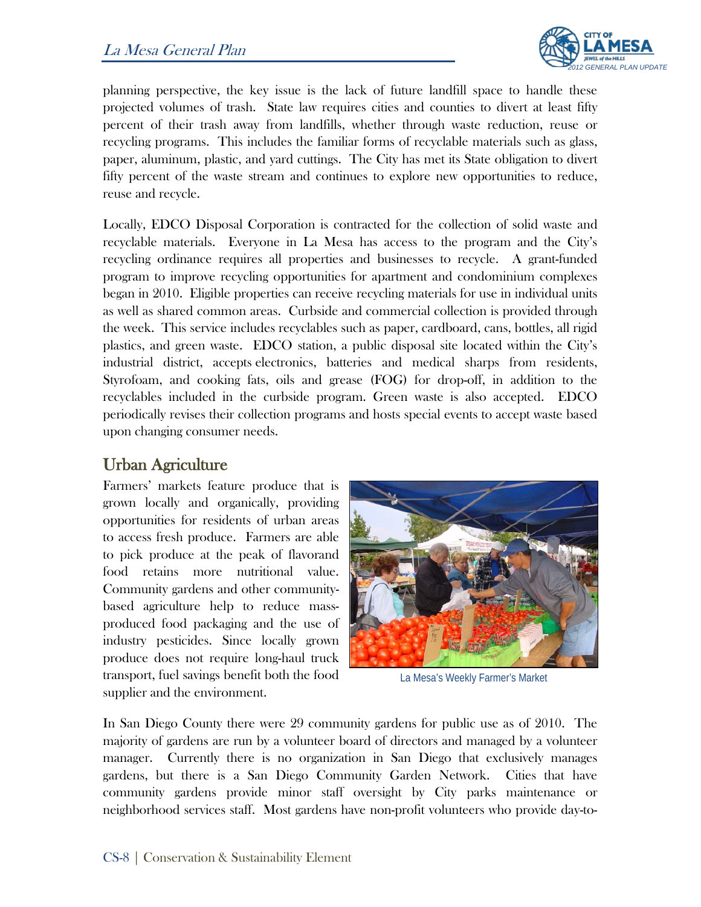planning perspective, the key issue is the lack of future landfill space to handle these projected volumes of trash. State law requires cities and counties to divert at least fifty percent of their trash away from landfills, whether through waste reduction, reuse or recycling programs. This includes the familiar forms of recyclable materials such as glass, paper, aluminum, plastic, and yard cuttings. The City has met its State obligation to divert fifty percent of the waste stream and continues to explore new opportunities to reduce, reuse and recycle.

Locally, EDCO Disposal Corporation is contracted for the collection of solid waste and recyclable materials. Everyone in La Mesa has access to the program and the City's recycling ordinance requires all properties and businesses to recycle. A grant-funded program to improve recycling opportunities for apartment and condominium complexes began in 2010. Eligible properties can receive recycling materials for use in individual units as well as shared common areas. Curbside and commercial collection is provided through the week. This service includes recyclables such as paper, cardboard, cans, bottles, all rigid plastics, and green waste. EDCO station, a public disposal site located within the City's industrial district, accepts electronics, batteries and medical sharps from residents, Styrofoam, and cooking fats, oils and grease (FOG) for drop-off, in addition to the recyclables included in the curbside program. Green waste is also accepted. EDCO periodically revises their collection programs and hosts special events to accept waste based upon changing consumer needs.

## Urban Agriculture

Farmers' markets feature produce that is grown locally and organically, providing opportunities for residents of urban areas to access fresh produce. Farmers are able to pick produce at the peak of flavorand food retains more nutritional value. Community gardens and other community-based agriculture help to reduce mass-produced food packaging and the use of industry pesticides. Since locally grown produce does not require long-haul truck transport, fuel savings benefit both the food supplier and the environment.

La Mesa's Weekly Farmer's Market

In San Diego County there were 29 community gardens for public use as of 2010. The majority of gardens are run by a volunteer board of directors and managed by a volunteer manager. Currently there is no organization in San Diego that exclusively manages gardens, but there is a San Diego Community Garden Network. Cities that have community gardens provide minor staff oversight by City parks maintenance or neighborhood services staff. Most gardens have non-profit volunteers who provide day-to-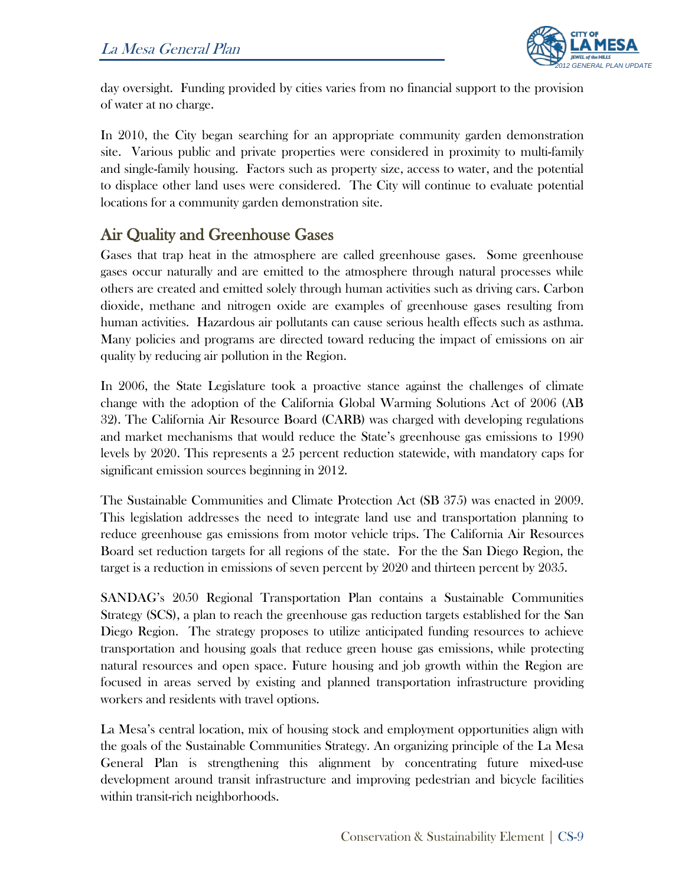day oversight. Funding provided by cities varies from no financial support to the provision of water at no charge.

In 2010, the City began searching for an appropriate community garden demonstration site. Various public and private properties were considered in proximity to multi-family and single-family housing. Factors such as property size, access to water, and the potential to displace other land uses were considered. The City will continue to evaluate potential locations for a community garden demonstration site.

## Air Quality and Greenhouse Gases

Gases that trap heat in the atmosphere are called greenhouse gases. Some greenhouse gases occur naturally and are emitted to the atmosphere through natural processes while others are created and emitted solely through human activities such as driving cars. Carbon dioxide, methane and nitrogen oxide are examples of greenhouse gases resulting from human activities. Hazardous air pollutants can cause serious health effects such as asthma. Many policies and programs are directed toward reducing the impact of emissions on air quality by reducing air pollution in the Region.

In 2006, the State Legislature took a proactive stance against the challenges of climate change with the adoption of the California Global Warming Solutions Act of 2006 (AB 32). The California Air Resource Board (CARB) was charged with developing regulations and market mechanisms that would reduce the State's greenhouse gas emissions to 1990 levels by 2020. This represents a 25 percent reduction statewide, with mandatory caps for significant emission sources beginning in 2012.

The Sustainable Communities and Climate Protection Act (SB 375) was enacted in 2009. This legislation addresses the need to integrate land use and transportation planning to reduce greenhouse gas emissions from motor vehicle trips. The California Air Resources Board set reduction targets for all regions of the state. For the the San Diego Region, the target is a reduction in emissions of seven percent by 2020 and thirteen percent by 2035.

SANDAG's 2050 Regional Transportation Plan contains a Sustainable Communities Strategy (SCS), a plan to reach the greenhouse gas reduction targets established for the San Diego Region. The strategy proposes to utilize anticipated funding resources to achieve transportation and housing goals that reduce green house gas emissions, while protecting natural resources and open space. Future housing and job growth within the Region are focused in areas served by existing and planned transportation infrastructure providing workers and residents with travel options.

La Mesa's central location, mix of housing stock and employment opportunities align with the goals of the Sustainable Communities Strategy. An organizing principle of the La Mesa General Plan is strengthening this alignment by concentrating future mixed-use development around transit infrastructure and improving pedestrian and bicycle facilities within transit-rich neighborhoods.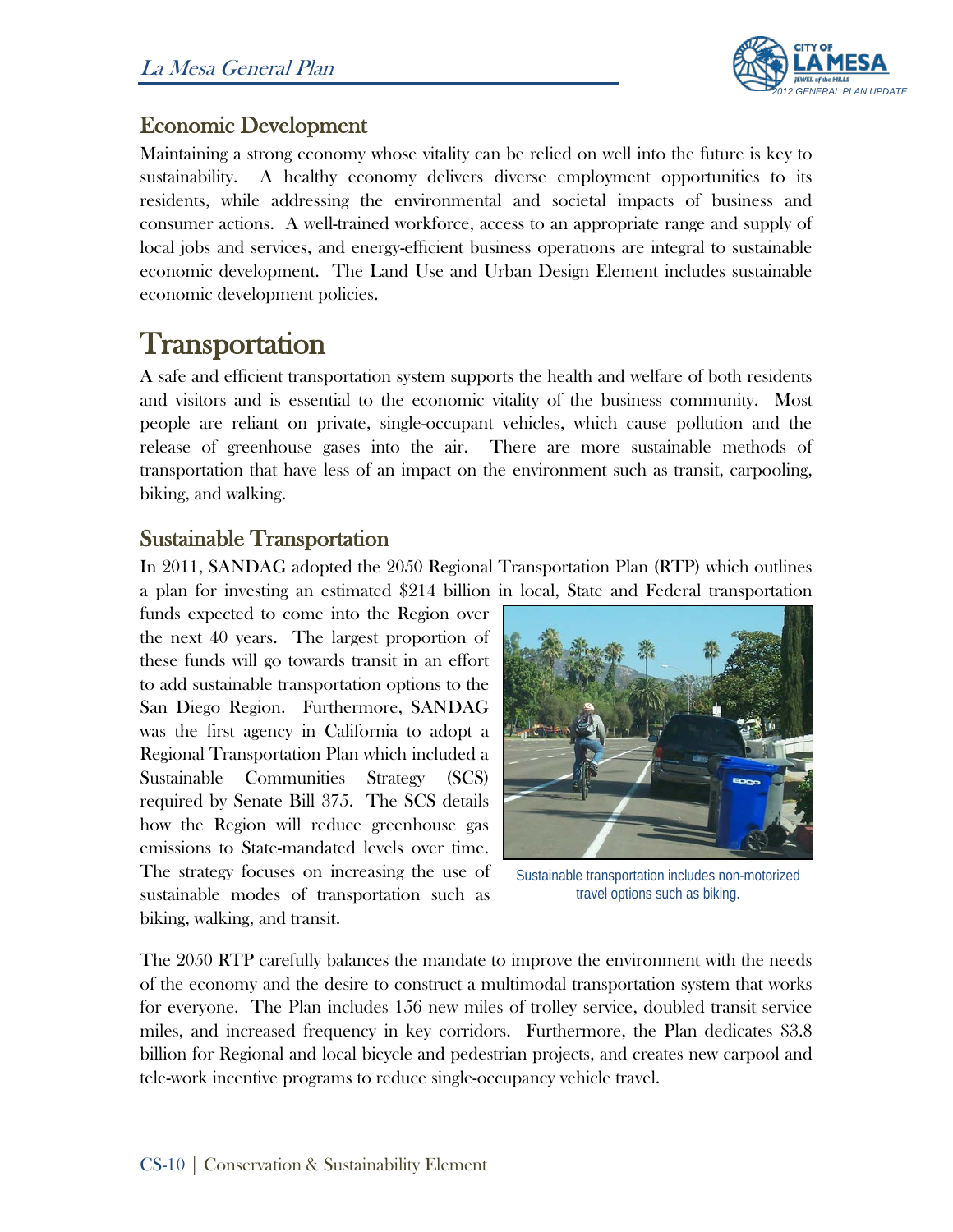## Economic Development

Maintaining a strong economy whose vitality can be relied on well into the future is key to sustainability. A healthy economy delivers diverse employment opportunities to its residents, while addressing the environmental and societal impacts of business and consumer actions. A well-trained workforce, access to an appropriate range and supply of local jobs and services, and energy-efficient business operations are integral to sustainable economic development. The Land Use and Urban Design Element includes sustainable economic development policies.

# Transportation

A safe and efficient transportation system supports the health and welfare of both residents and visitors and is essential to the economic vitality of the business community. Most people are reliant on private, single-occupant vehicles, which cause pollution and the release of greenhouse gases into the air. There are more sustainable methods of transportation that have less of an impact on the environment such as transit, carpooling, biking, and walking.

## Sustainable Transportation

In 2011, SANDAG adopted the 2050 Regional Transportation Plan (RTP) which outlines a plan for investing an estimated $214 billion in local, State and Federal transportation funds expected to come into the Region over the next 40 years. The largest proportion of these funds will go towards transit in an effort to add sustainable transportation options to the San Diego Region. Furthermore, SANDAG was the first agency in California to adopt a Regional Transportation Plan which included a Sustainable Communities Strategy (SCS) required by Senate Bill 375. The SCS details how the Region will reduce greenhouse gas emissions to State-mandated levels over time. The strategy focuses on increasing the use of sustainable modes of transportation such as biking, walking, and transit.

Sustainable transportation includes non-motorized travel options such as biking.

The 2050 RTP carefully balances the mandate to improve the environment with the needs of the economy and the desire to construct a multimodal transportation system that works for everyone. The Plan includes 156 new miles of trolley service, doubled transit service miles, and increased frequency in key corridors. Furthermore, the Plan dedicates $3.8 billion for Regional and local bicycle and pedestrian projects, and creates new carpool and tele-work incentive programs to reduce single-occupancy vehicle travel.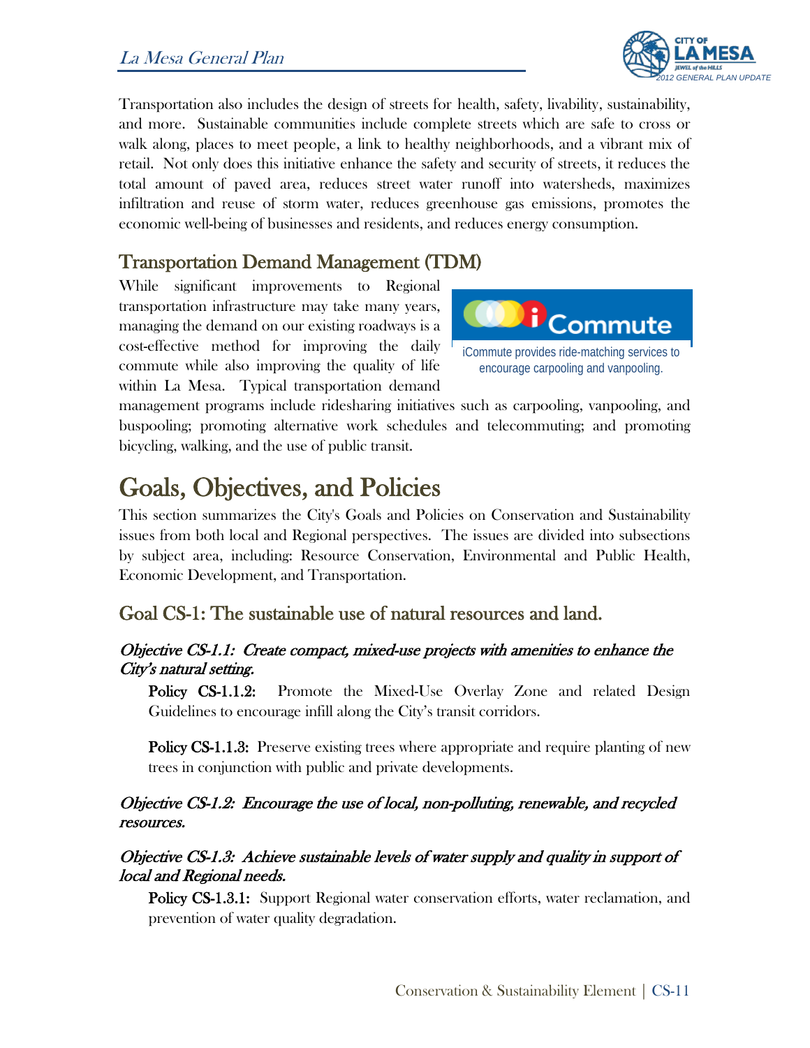Transportation also includes the design of streets for health, safety, livability, sustainability, and more. Sustainable communities include complete streets which are safe to cross or walk along, places to meet people, a link to healthy neighborhoods, and a vibrant mix of retail. Not only does this initiative enhance the safety and security of streets, it reduces the total amount of paved area, reduces street water runoff into watersheds, maximizes infiltration and reuse of storm water, reduces greenhouse gas emissions, promotes the economic well-being of businesses and residents, and reduces energy consumption.

## Transportation Demand Management (TDM)

While significant improvements to Regional transportation infrastructure may take many years, managing the demand on our existing roadways is a cost-effective method for improving the daily commute while also improving the quality of life within La Mesa. Typical transportation demand management programs include ridesharing initiatives such as carpooling, vanpooling, and buspooling; promoting alternative work schedules and telecommuting; and promoting bicycling, walking, and the use of public transit.

iCommute provides ride-matching services to encourage carpooling and vanpooling.

# Goals, Objectives, and Policies

This section summarizes the City's Goals and Policies on Conservation and Sustainability issues from both local and Regional perspectives. The issues are divided into subsections by subject area, including: Resource Conservation, Environmental and Public Health, Economic Development, and Transportation.

## Goal CS-1: The sustainable use of natural resources and land.

### *Objective CS-1.1: Create compact, mixed-use projects with amenities to enhance the City's natural setting.*

**Policy CS-1.1.2:** Promote the Mixed-Use Overlay Zone and related Design Guidelines to encourage infill along the City's transit corridors.

**Policy CS-1.1.3:** Preserve existing trees where appropriate and require planting of new trees in conjunction with public and private developments.

### *Objective CS-1.2: Encourage the use of local, non-polluting, renewable, and recycled resources.*

### *Objective CS-1.3: Achieve sustainable levels of water supply and quality in support of local and Regional needs.*

**Policy CS-1.3.1:** Support Regional water conservation efforts, water reclamation, and prevention of water quality degradation.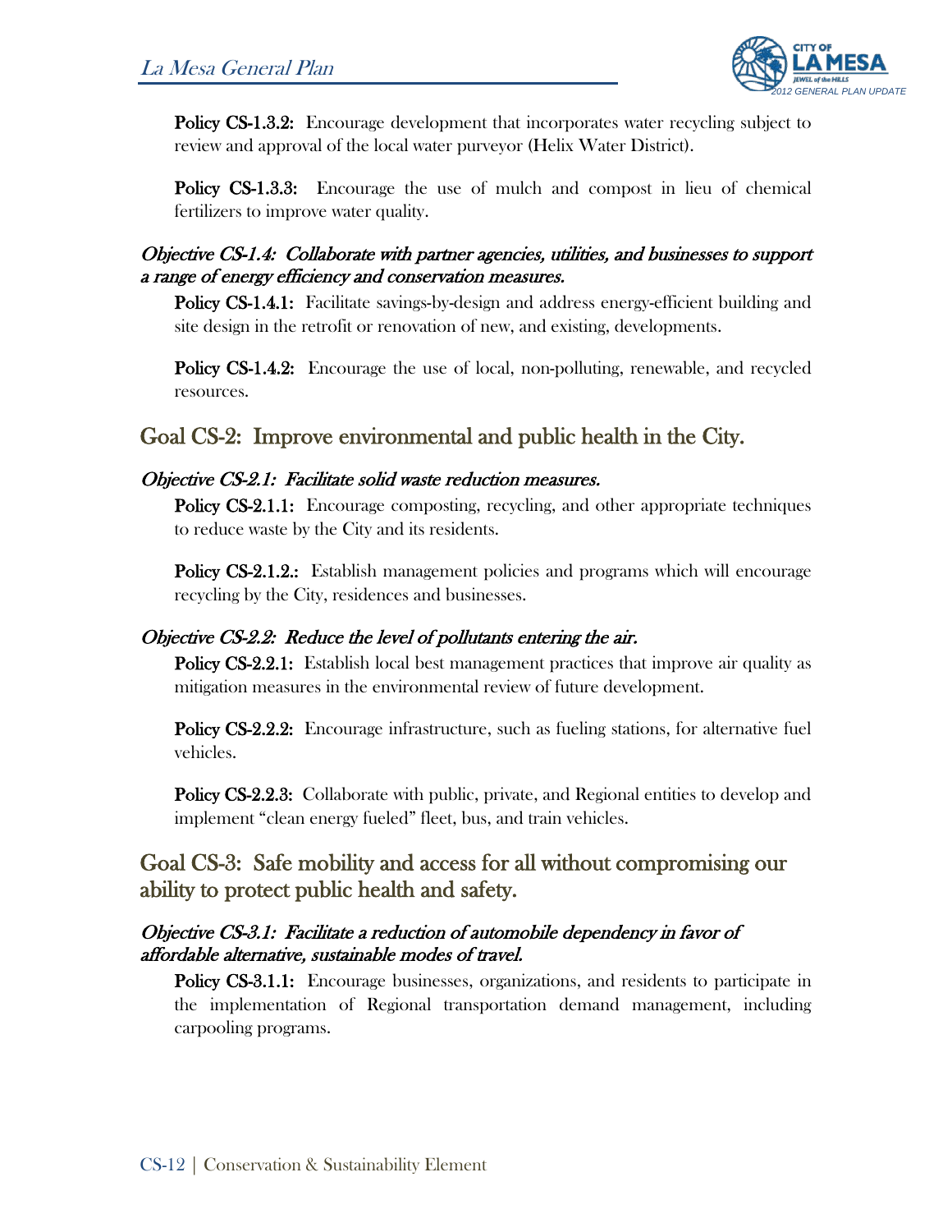**Policy CS-1.3.2:** Encourage development that incorporates water recycling subject to review and approval of the local water purveyor (Helix Water District).

**Policy CS-1.3.3:** Encourage the use of mulch and compost in lieu of chemical fertilizers to improve water quality.

### *Objective CS-1.4: Collaborate with partner agencies, utilities, and businesses to support a range of energy efficiency and conservation measures.*

**Policy CS-1.4.1:** Facilitate savings-by-design and address energy-efficient building and site design in the retrofit or renovation of new, and existing, developments.

**Policy CS-1.4.2:** Encourage the use of local, non-polluting, renewable, and recycled resources.

## Goal CS-2: Improve environmental and public health in the City.

### *Objective CS-2.1: Facilitate solid waste reduction measures.*

**Policy CS-2.1.1:** Encourage composting, recycling, and other appropriate techniques to reduce waste by the City and its residents.

**Policy CS-2.1.2.:** Establish management policies and programs which will encourage recycling by the City, residences and businesses.

### *Objective CS-2.2: Reduce the level of pollutants entering the air.*

**Policy CS-2.2.1:** Establish local best management practices that improve air quality as mitigation measures in the environmental review of future development.

**Policy CS-2.2.2:** Encourage infrastructure, such as fueling stations, for alternative fuel vehicles.

**Policy CS-2.2.3:** Collaborate with public, private, and Regional entities to develop and implement "clean energy fueled" fleet, bus, and train vehicles.

## Goal CS-3: Safe mobility and access for all without compromising our ability to protect public health and safety.

### *Objective CS-3.1: Facilitate a reduction of automobile dependency in favor of affordable alternative, sustainable modes of travel.*

**Policy CS-3.1.1:** Encourage businesses, organizations, and residents to participate in the implementation of Regional transportation demand management, including carpooling programs.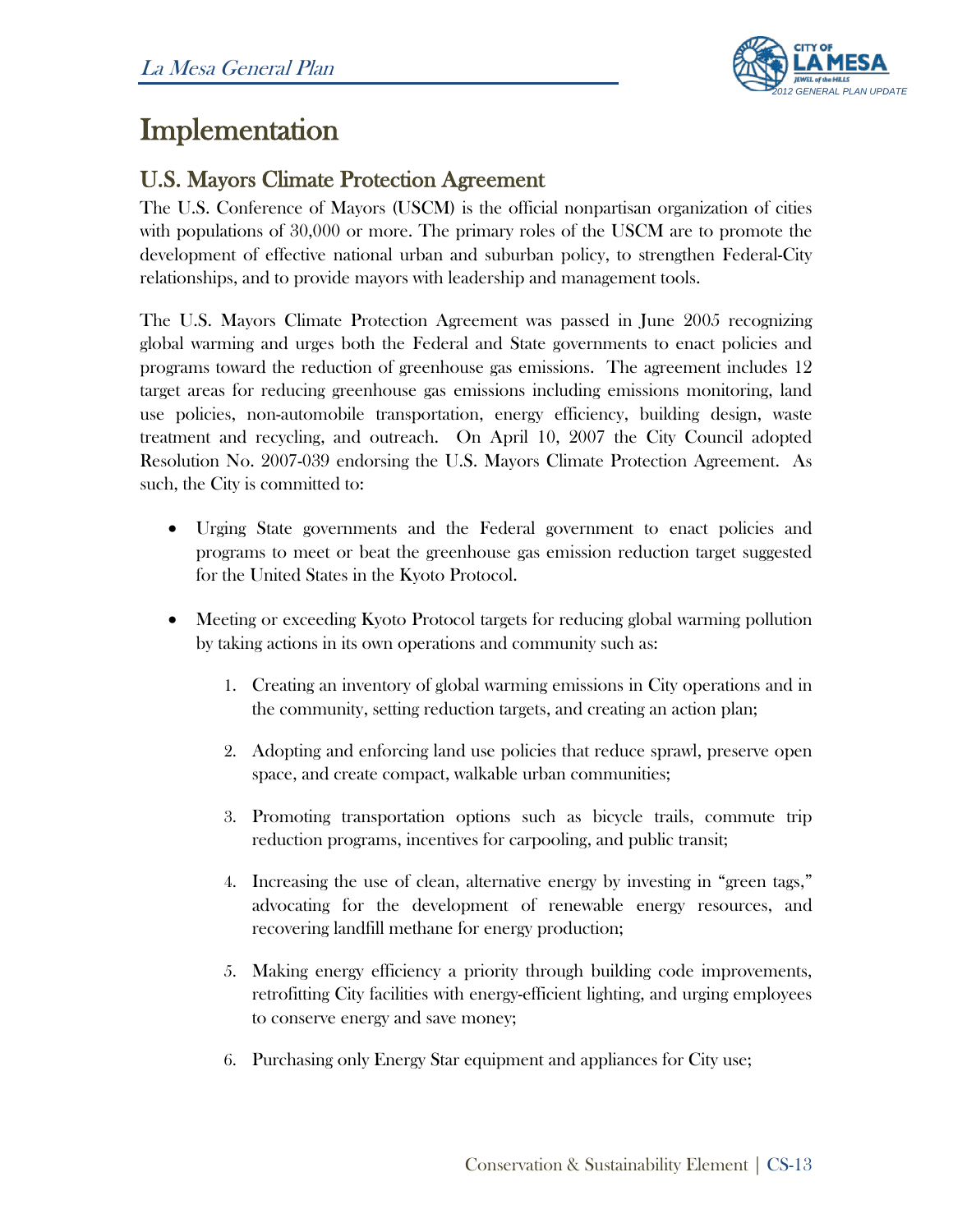# Implementation

## U.S. Mayors Climate Protection Agreement

The U.S. Conference of Mayors (USCM) is the official nonpartisan organization of cities with populations of 30,000 or more. The primary roles of the USCM are to promote the development of effective national urban and suburban policy, to strengthen Federal-City relationships, and to provide mayors with leadership and management tools.

The U.S. Mayors Climate Protection Agreement was passed in June 2005 recognizing global warming and urges both the Federal and State governments to enact policies and programs toward the reduction of greenhouse gas emissions. The agreement includes 12 target areas for reducing greenhouse gas emissions including emissions monitoring, land use policies, non-automobile transportation, energy efficiency, building design, waste treatment and recycling, and outreach. On April 10, 2007 the City Council adopted Resolution No. 2007-039 endorsing the U.S. Mayors Climate Protection Agreement. As such, the City is committed to:

- Urging State governments and the Federal government to enact policies and programs to meet or beat the greenhouse gas emission reduction target suggested for the United States in the Kyoto Protocol.

- Meeting or exceeding Kyoto Protocol targets for reducing global warming pollution by taking actions in its own operations and community such as:

  1. Creating an inventory of global warming emissions in City operations and in the community, setting reduction targets, and creating an action plan;

  2. Adopting and enforcing land use policies that reduce sprawl, preserve open space, and create compact, walkable urban communities;

  3. Promoting transportation options such as bicycle trails, commute trip reduction programs, incentives for carpooling, and public transit;

  4. Increasing the use of clean, alternative energy by investing in "green tags," advocating for the development of renewable energy resources, and recovering landfill methane for energy production;

  5. Making energy efficiency a priority through building code improvements, retrofitting City facilities with energy-efficient lighting, and urging employees to conserve energy and save money;

  6. Purchasing only Energy Star equipment and appliances for City use;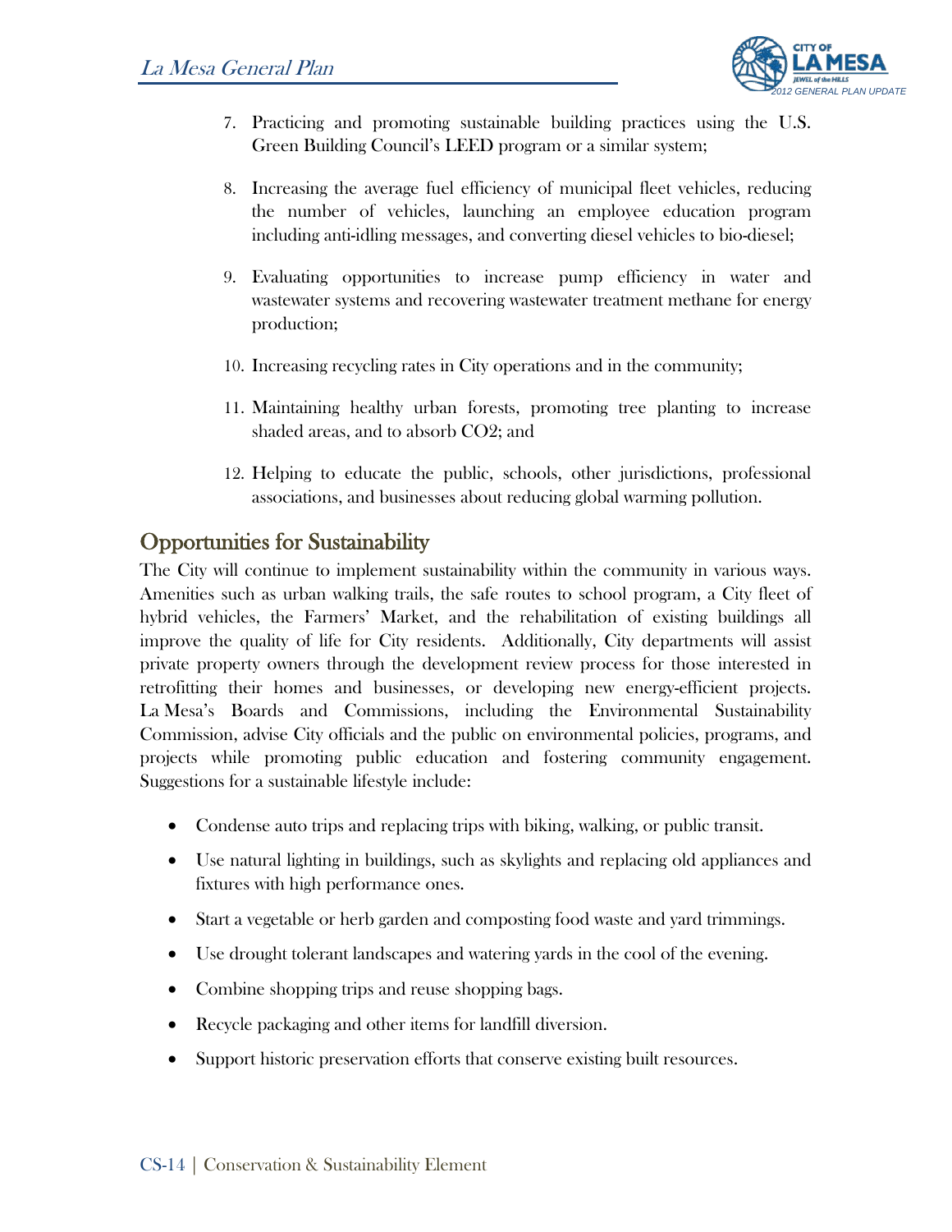7. Practicing and promoting sustainable building practices using the U.S. Green Building Council's LEED program or a similar system;

8. Increasing the average fuel efficiency of municipal fleet vehicles, reducing the number of vehicles, launching an employee education program including anti-idling messages, and converting diesel vehicles to bio-diesel;

9. Evaluating opportunities to increase pump efficiency in water and wastewater systems and recovering wastewater treatment methane for energy production;

10. Increasing recycling rates in City operations and in the community;

11. Maintaining healthy urban forests, promoting tree planting to increase shaded areas, and to absorb $CO_2$; and

12. Helping to educate the public, schools, other jurisdictions, professional associations, and businesses about reducing global warming pollution.

## Opportunities for Sustainability

The City will continue to implement sustainability within the community in various ways. Amenities such as urban walking trails, the safe routes to school program, a City fleet of hybrid vehicles, the Farmers' Market, and the rehabilitation of existing buildings all improve the quality of life for City residents. Additionally, City departments will assist private property owners through the development review process for those interested in retrofitting their homes and businesses, or developing new energy-efficient projects. La Mesa's Boards and Commissions, including the Environmental Sustainability Commission, advise City officials and the public on environmental policies, programs, and projects while promoting public education and fostering community engagement. Suggestions for a sustainable lifestyle include:

- Condense auto trips and replacing trips with biking, walking, or public transit.
- Use natural lighting in buildings, such as skylights and replacing old appliances and fixtures with high performance ones.
- Start a vegetable or herb garden and composting food waste and yard trimmings.
- Use drought tolerant landscapes and watering yards in the cool of the evening.
- Combine shopping trips and reuse shopping bags.
- Recycle packaging and other items for landfill diversion.
- Support historic preservation efforts that conserve existing built resources.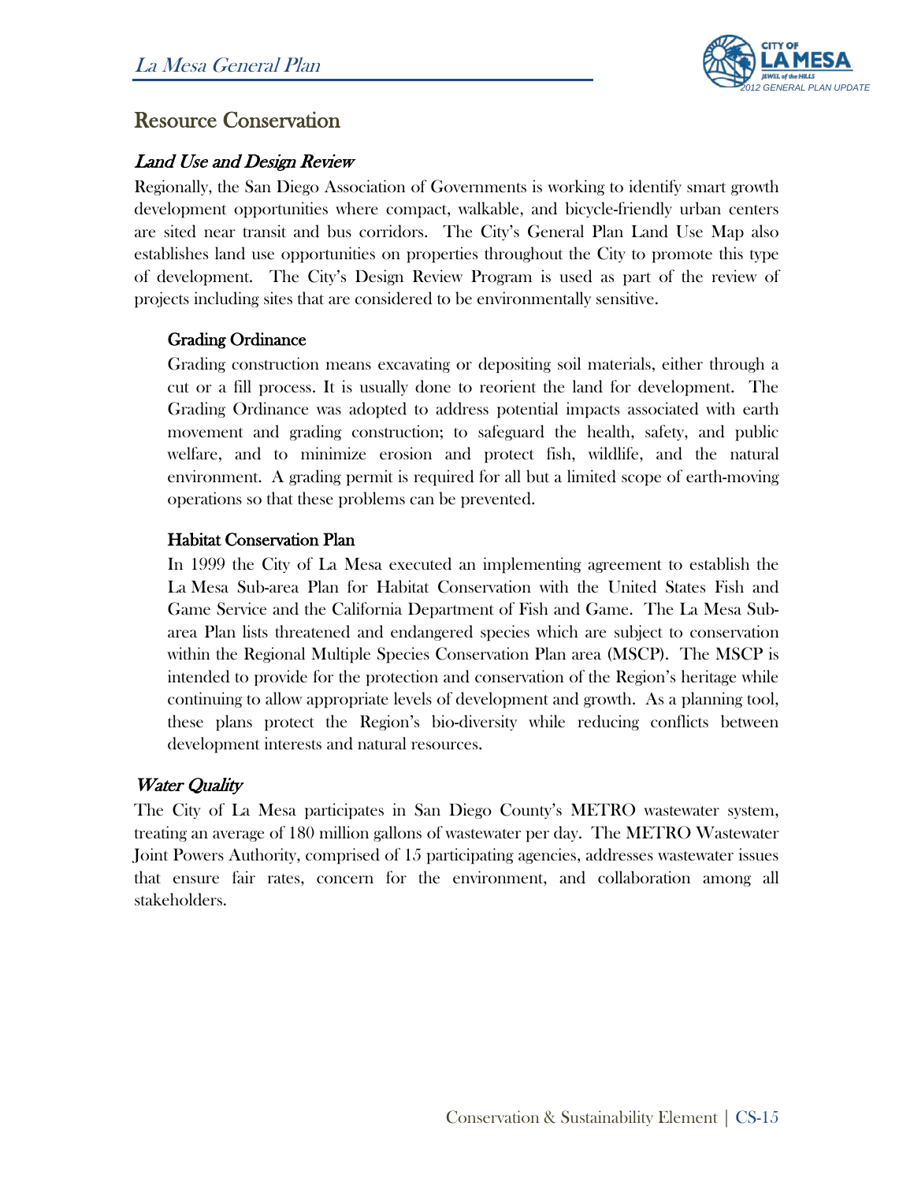## Resource Conservation

### *Land Use and Design Review*

Regionally, the San Diego Association of Governments is working to identify smart growth development opportunities where compact, walkable, and bicycle-friendly urban centers are sited near transit and bus corridors. The City's General Plan Land Use Map also establishes land use opportunities on properties throughout the City to promote this type of development. The City's Design Review Program is used as part of the review of projects including sites that are considered to be environmentally sensitive.

#### Grading Ordinance

Grading construction means excavating or depositing soil materials, either through a cut or a fill process. It is usually done to reorient the land for development. The Grading Ordinance was adopted to address potential impacts associated with earth movement and grading construction; to safeguard the health, safety, and public welfare, and to minimize erosion and protect fish, wildlife, and the natural environment. A grading permit is required for all but a limited scope of earth-moving operations so that these problems can be prevented.

#### Habitat Conservation Plan

In 1999 the City of La Mesa executed an implementing agreement to establish the La Mesa Sub-area Plan for Habitat Conservation with the United States Fish and Game Service and the California Department of Fish and Game. The La Mesa Sub-area Plan lists threatened and endangered species which are subject to conservation within the Regional Multiple Species Conservation Plan area (MSCP). The MSCP is intended to provide for the protection and conservation of the Region's heritage while continuing to allow appropriate levels of development and growth. As a planning tool, these plans protect the Region's bio-diversity while reducing conflicts between development interests and natural resources.

### *Water Quality*

The City of La Mesa participates in San Diego County's METRO wastewater system, treating an average of 180 million gallons of wastewater per day. The METRO Wastewater Joint Powers Authority, comprised of 15 participating agencies, addresses wastewater issues that ensure fair rates, concern for the environment, and collaboration among all stakeholders.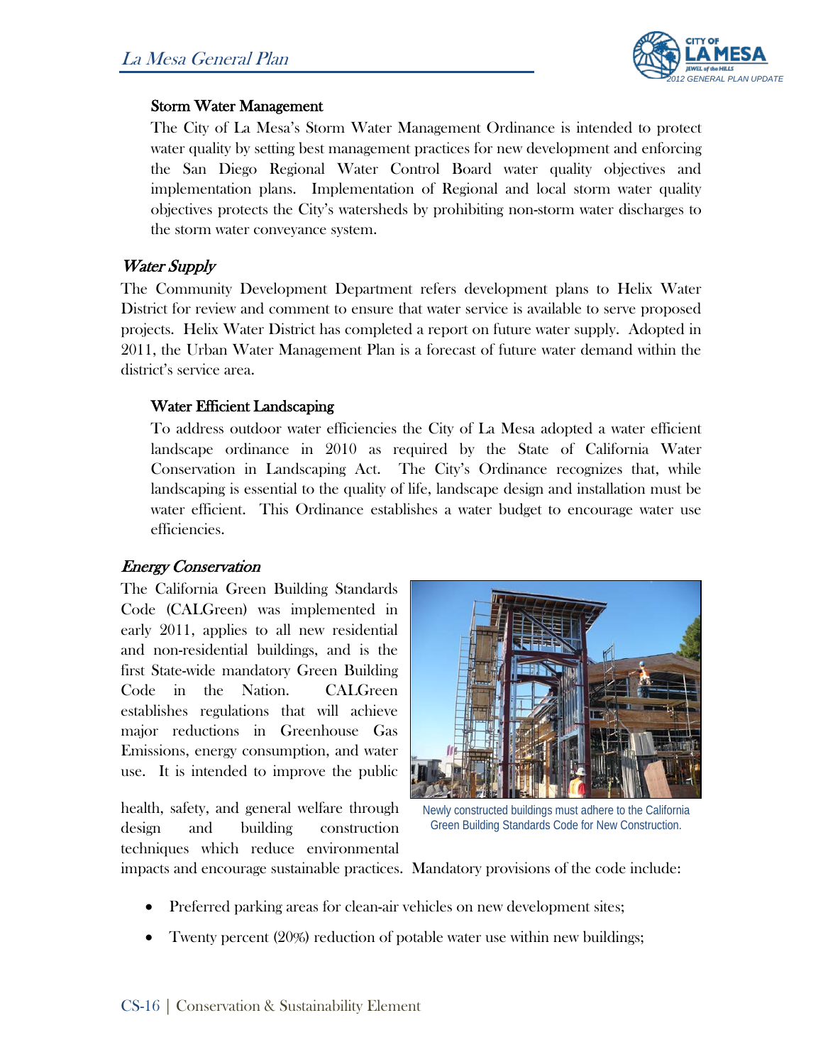#### Storm Water Management

The City of La Mesa's Storm Water Management Ordinance is intended to protect water quality by setting best management practices for new development and enforcing the San Diego Regional Water Control Board water quality objectives and implementation plans. Implementation of Regional and local storm water quality objectives protects the City's watersheds by prohibiting non-storm water discharges to the storm water conveyance system.

### *Water Supply*

The Community Development Department refers development plans to Helix Water District for review and comment to ensure that water service is available to serve proposed projects. Helix Water District has completed a report on future water supply. Adopted in 2011, the Urban Water Management Plan is a forecast of future water demand within the district's service area.

#### Water Efficient Landscaping

To address outdoor water efficiencies the City of La Mesa adopted a water efficient landscape ordinance in 2010 as required by the State of California Water Conservation in Landscaping Act. The City's Ordinance recognizes that, while landscaping is essential to the quality of life, landscape design and installation must be water efficient. This Ordinance establishes a water budget to encourage water use efficiencies.

### *Energy Conservation*

The California Green Building Standards Code (CALGreen) was implemented in early 2011, applies to all new residential and non-residential buildings, and is the first State-wide mandatory Green Building Code in the Nation. CALGreen establishes regulations that will achieve major reductions in Greenhouse Gas Emissions, energy consumption, and water use. It is intended to improve the public health, safety, and general welfare through design and building construction techniques which reduce environmental impacts and encourage sustainable practices. Mandatory provisions of the code include:

Newly constructed buildings must adhere to the California Green Building Standards Code for New Construction.

- Preferred parking areas for clean-air vehicles on new development sites;
- Twenty percent (20%) reduction of potable water use within new buildings;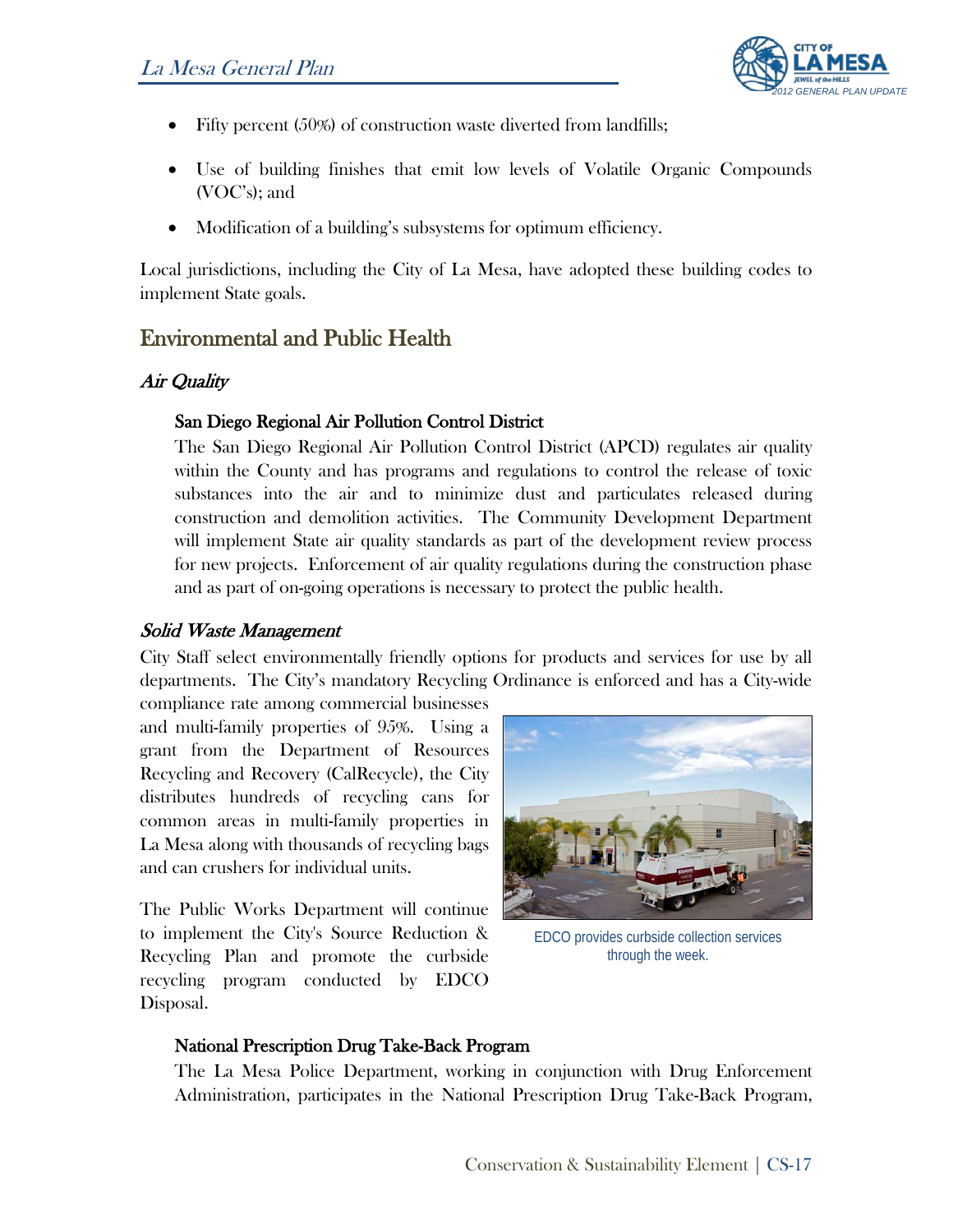- Fifty percent (50%) of construction waste diverted from landfills;
- Use of building finishes that emit low levels of Volatile Organic Compounds (VOC's); and
- Modification of a building's subsystems for optimum efficiency.

Local jurisdictions, including the City of La Mesa, have adopted these building codes to implement State goals.

## Environmental and Public Health

### *Air Quality*

#### San Diego Regional Air Pollution Control District

The San Diego Regional Air Pollution Control District (APCD) regulates air quality within the County and has programs and regulations to control the release of toxic substances into the air and to minimize dust and particulates released during construction and demolition activities. The Community Development Department will implement State air quality standards as part of the development review process for new projects. Enforcement of air quality regulations during the construction phase and as part of on-going operations is necessary to protect the public health.

### *Solid Waste Management*

City Staff select environmentally friendly options for products and services for use by all departments. The City's mandatory Recycling Ordinance is enforced and has a City-wide compliance rate among commercial businesses and multi-family properties of 95%. Using a grant from the Department of Resources Recycling and Recovery (CalRecycle), the City distributes hundreds of recycling cans for common areas in multi-family properties in La Mesa along with thousands of recycling bags and can crushers for individual units.

The Public Works Department will continue to implement the City's Source Reduction & Recycling Plan and promote the curbside recycling program conducted by EDCO Disposal.

EDCO provides curbside collection services through the week.

#### National Prescription Drug Take-Back Program

The La Mesa Police Department, working in conjunction with Drug Enforcement Administration, participates in the National Prescription Drug Take-Back Program,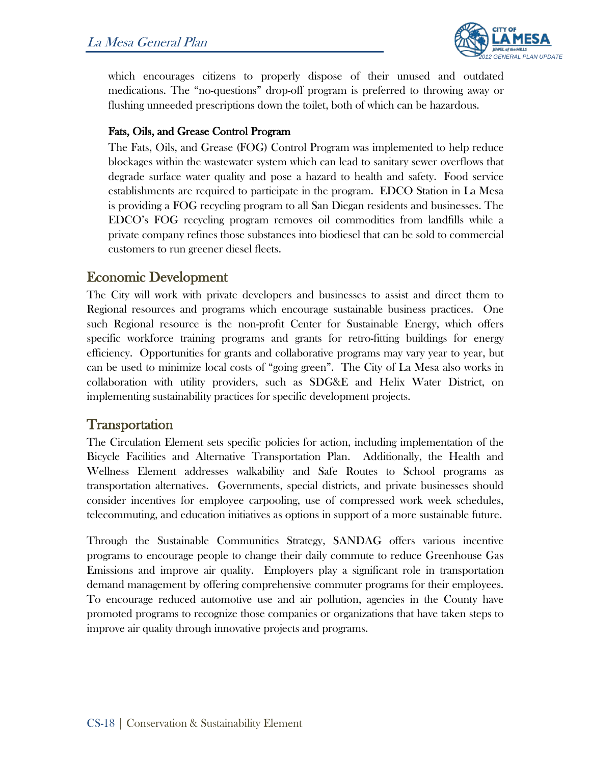which encourages citizens to properly dispose of their unused and outdated medications. The "no-questions" drop-off program is preferred to throwing away or flushing unneeded prescriptions down the toilet, both of which can be hazardous.

### Fats, Oils, and Grease Control Program

The Fats, Oils, and Grease (FOG) Control Program was implemented to help reduce blockages within the wastewater system which can lead to sanitary sewer overflows that degrade surface water quality and pose a hazard to health and safety. Food service establishments are required to participate in the program. EDCO Station in La Mesa is providing a FOG recycling program to all San Diegan residents and businesses. The EDCO's FOG recycling program removes oil commodities from landfills while a private company refines those substances into biodiesel that can be sold to commercial customers to run greener diesel fleets.

## Economic Development

The City will work with private developers and businesses to assist and direct them to Regional resources and programs which encourage sustainable business practices. One such Regional resource is the non-profit Center for Sustainable Energy, which offers specific workforce training programs and grants for retro-fitting buildings for energy efficiency. Opportunities for grants and collaborative programs may vary year to year, but can be used to minimize local costs of "going green". The City of La Mesa also works in collaboration with utility providers, such as SDG&E and Helix Water District, on implementing sustainability practices for specific development projects.

## Transportation

The Circulation Element sets specific policies for action, including implementation of the Bicycle Facilities and Alternative Transportation Plan. Additionally, the Health and Wellness Element addresses walkability and Safe Routes to School programs as transportation alternatives. Governments, special districts, and private businesses should consider incentives for employee carpooling, use of compressed work week schedules, telecommuting, and education initiatives as options in support of a more sustainable future.

Through the Sustainable Communities Strategy, SANDAG offers various incentive programs to encourage people to change their daily commute to reduce Greenhouse Gas Emissions and improve air quality. Employers play a significant role in transportation demand management by offering comprehensive commuter programs for their employees. To encourage reduced automotive use and air pollution, agencies in the County have promoted programs to recognize those companies or organizations that have taken steps to improve air quality through innovative projects and programs.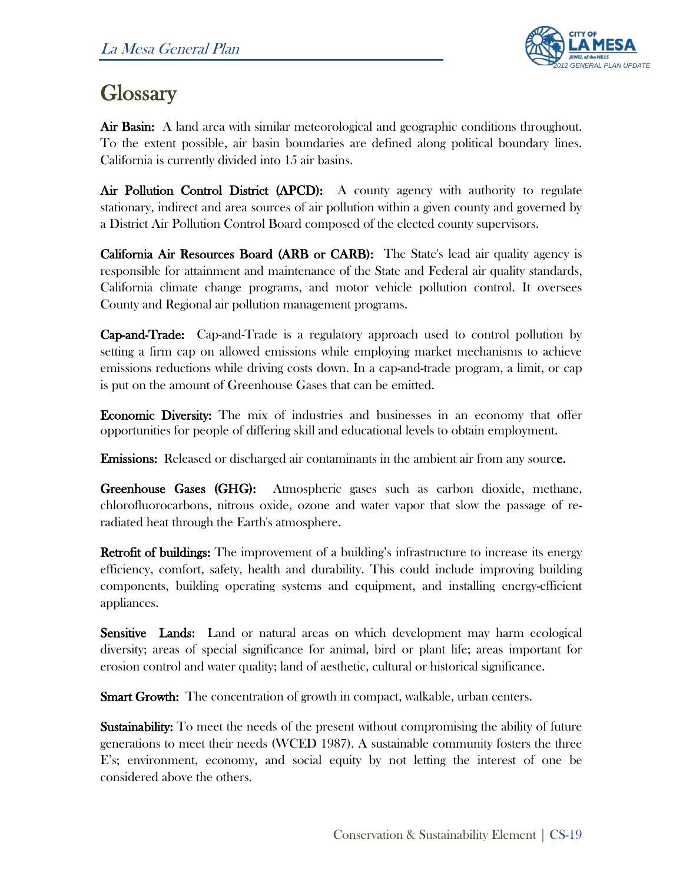# Glossary

**Air Basin:** A land area with similar meteorological and geographic conditions throughout. To the extent possible, air basin boundaries are defined along political boundary lines. California is currently divided into 15 air basins.

**Air Pollution Control District (APCD):** A county agency with authority to regulate stationary, indirect and area sources of air pollution within a given county and governed by a District Air Pollution Control Board composed of the elected county supervisors.

**California Air Resources Board (ARB or CARB):** The State's lead air quality agency is responsible for attainment and maintenance of the State and Federal air quality standards, California climate change programs, and motor vehicle pollution control. It oversees County and Regional air pollution management programs.

**Cap-and-Trade:** Cap-and-Trade is a regulatory approach used to control pollution by setting a firm cap on allowed emissions while employing market mechanisms to achieve emissions reductions while driving costs down. In a cap-and-trade program, a limit, or cap is put on the amount of Greenhouse Gases that can be emitted.

**Economic Diversity:** The mix of industries and businesses in an economy that offer opportunities for people of differing skill and educational levels to obtain employment.

**Emissions:** Released or discharged air contaminants in the ambient air from any source.

**Greenhouse Gases (GHG):** Atmospheric gases such as carbon dioxide, methane, chlorofluorocarbons, nitrous oxide, ozone and water vapor that slow the passage of re-radiated heat through the Earth's atmosphere.

**Retrofit of buildings:** The improvement of a building's infrastructure to increase its energy efficiency, comfort, safety, health and durability. This could include improving building components, building operating systems and equipment, and installing energy-efficient appliances.

**Sensitive Lands:** Land or natural areas on which development may harm ecological diversity; areas of special significance for animal, bird or plant life; areas important for erosion control and water quality; land of aesthetic, cultural or historical significance.

**Smart Growth:** The concentration of growth in compact, walkable, urban centers.

**Sustainability:** To meet the needs of the present without compromising the ability of future generations to meet their needs (WCED 1987). A sustainable community fosters the three E's; environment, economy, and social equity by not letting the interest of one be considered above the others.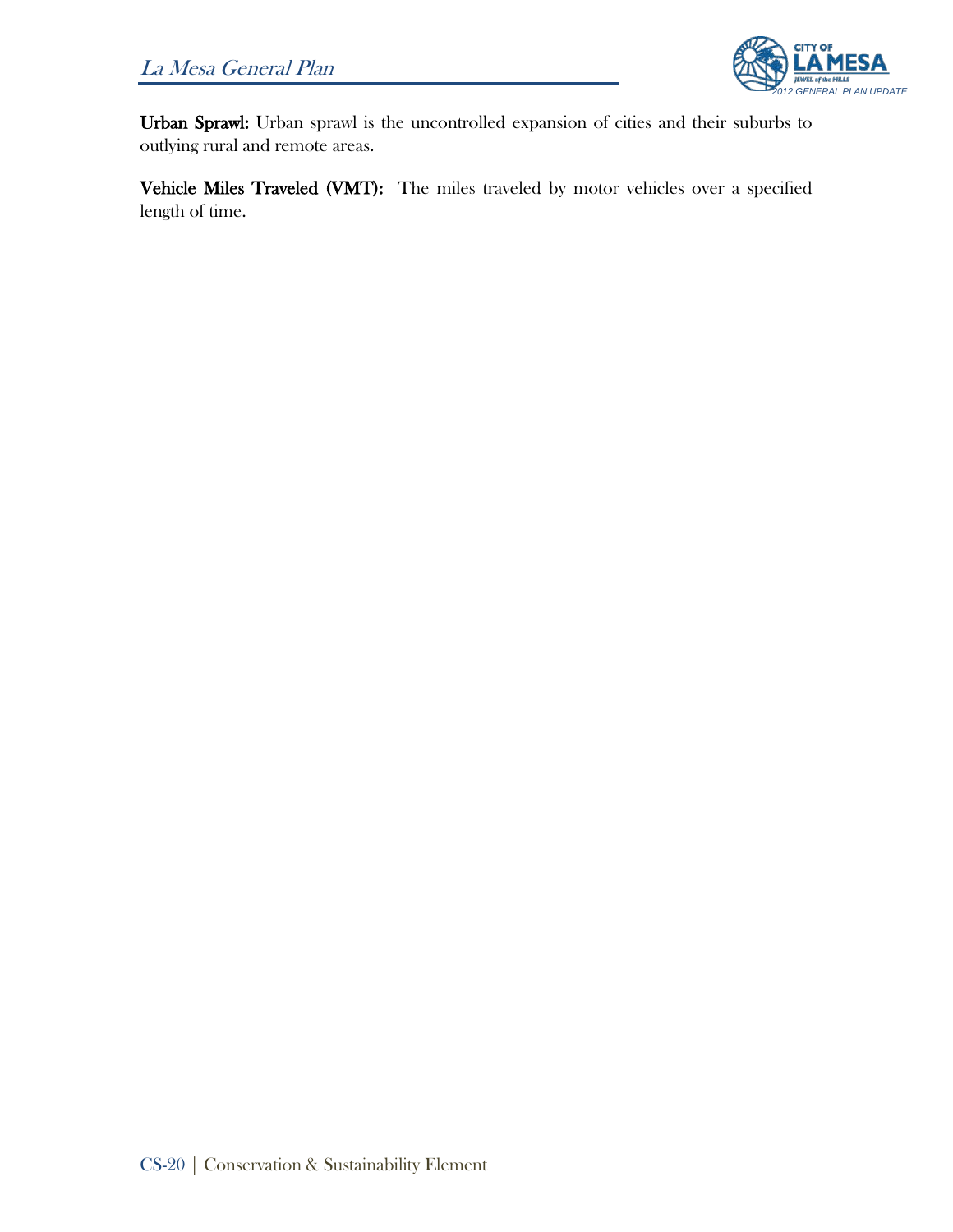**Urban Sprawl:** Urban sprawl is the uncontrolled expansion of cities and their suburbs to outlying rural and remote areas.

**Vehicle Miles Traveled (VMT):** The miles traveled by motor vehicles over a specified length of time.